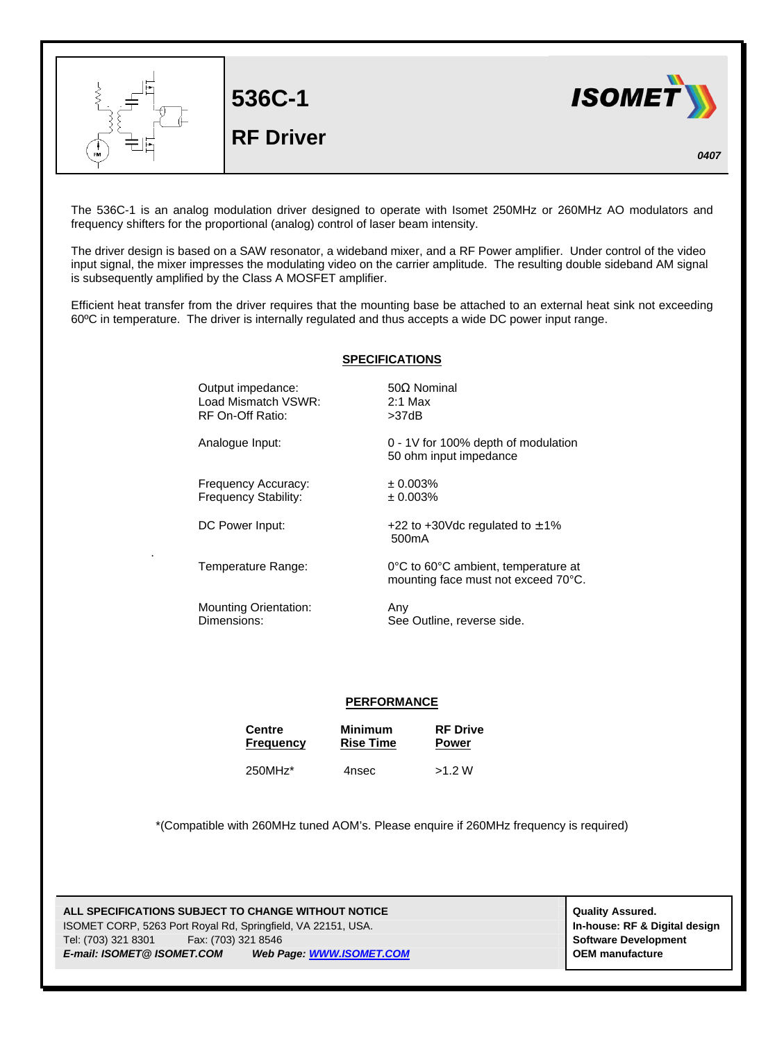# 536C-1

## RF Driver

ISOMET

*0407*

The 536C-1 is an analog modulation driver designed to operate with Isomet 250MHz or 260MHz AO modulators and frequency shifters for the proportional (analog) control of laser beam intensity.

The driver design is based on a SAW resonator, a wideband mixer, and a RF Power amplifier. Under control of the video input signal, the mixer impresses the modulating video on the carrier amplitude. The resulting double sideband AM signal is subsequently amplified by the Class A MOSFET amplifier.

Efficient heat transfer from the driver requires that the mounting base be attached to an external heat sink not exceeding 60ºC in temperature. The driver is internally regulated and thus accepts a wide DC power input range.

## SPECIFICATIONS

| | |
|---|---|
| Output impedance: | 50Ω Nominal |
| Load Mismatch VSWR: | 2:1 Max |
| RF On-Off Ratio: | >37dB |
| Analogue Input: | 0 - 1V for 100% depth of modulation<br>50 ohm input impedance |
| Frequency Accuracy: | ± 0.003% |
| Frequency Stability: | ± 0.003% |
| DC Power Input: | +22 to +30Vdc regulated to ±1%<br>500mA |
| Temperature Range: | 0°C to 60°C ambient, temperature at mounting face must not exceed 70°C. |
| Mounting Orientation: | Any |
| Dimensions: | See Outline, reverse side. |

## PERFORMANCE

| Centre Frequency | Minimum Rise Time | RF Drive Power |
|---|---|---|
| 250MHz* | 4nsec | >1.2 W |

*(Compatible with 260MHz tuned AOM's. Please enquire if 260MHz frequency is required)

**ALL SPECIFICATIONS SUBJECT TO CHANGE WITHOUT NOTICE**
ISOMET CORP, 5263 Port Royal Rd, Springfield, VA 22151, USA.
Tel: (703) 321 8301  Fax: (703) 321 8546
***E-mail: ISOMET@ ISOMET.COM***  ***Web Page: WWW.ISOMET.COM***

**Quality Assured.**
**In-house: RF & Digital design**
**Software Development**
**OEM manufacture**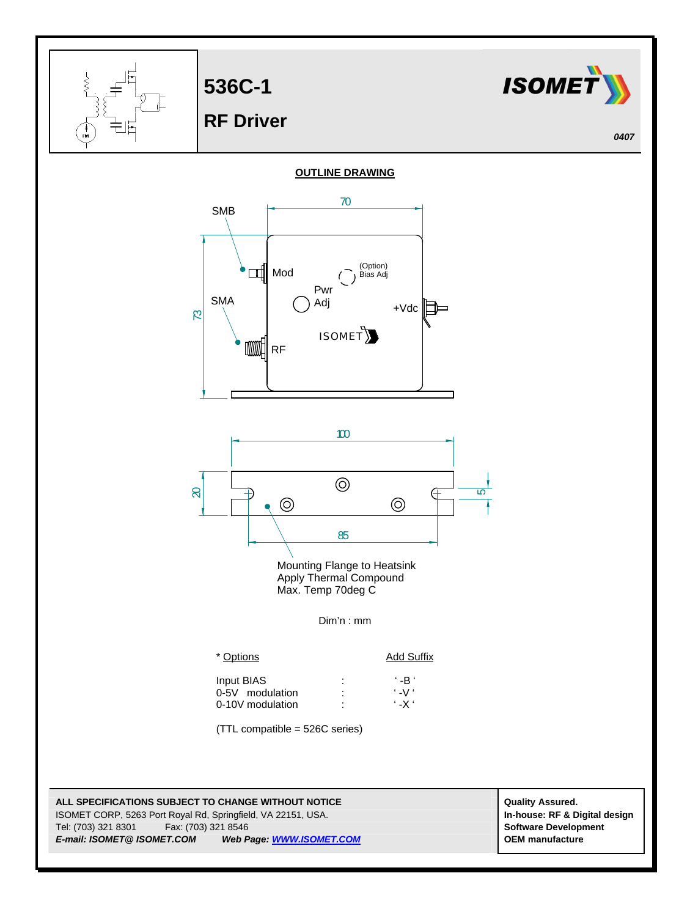# 536C-1

## RF Driver

0407

**OUTLINE DRAWING**

SMB

70

Mod

(Option) Bias Adj

Pwr Adj

SMA

73

+Vdc

ISOMET

RF

100

20

5

85

Mounting Flange to Heatsink
Apply Thermal Compound
Max. Temp 70deg C

Dim'n : mm

| * Options | | Add Suffix |
|---|---|---|
| Input BIAS | : | ' -B ' |
| 0-5V modulation | : | ' -V ' |
| 0-10V modulation | : | ' -X ' |

(TTL compatible = 526C series)

**ALL SPECIFICATIONS SUBJECT TO CHANGE WITHOUT NOTICE**
ISOMET CORP, 5263 Port Royal Rd, Springfield, VA 22151, USA.
Tel: (703) 321 8301    Fax: (703) 321 8546
***E-mail: ISOMET@ ISOMET.COM*** ***Web Page: WWW.ISOMET.COM***

**Quality Assured.**
**In-house: RF & Digital design**
**Software Development**
**OEM manufacture**